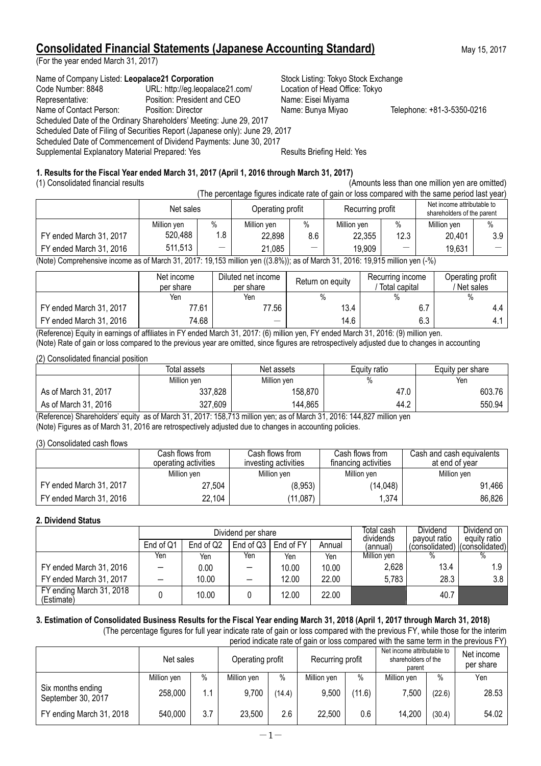# Consolidated Financial Statements (Japanese Accounting Standard)

May 15, 2017

(For the year ended March 31, 2017)

Name of Company Listed: **Leopalace21 Corporation** Stock Listing: Tokyo Stock Exchange
Code Number: 8848 URL: http://eg.leopalace21.com/ Location of Head Office: Tokyo
Representative: Position: President and CEO Name: Eisei Miyama
Name of Contact Person: Position: Director Name: Bunya Miyao Telephone: +81-3-5350-0216
Scheduled Date of the Ordinary Shareholders' Meeting: June 29, 2017
Scheduled Date of Filing of Securities Report (Japanese only): June 29, 2017
Scheduled Date of Commencement of Dividend Payments: June 30, 2017
Supplemental Explanatory Material Prepared: Yes Results Briefing Held: Yes

### 1. Results for the Fiscal Year ended March 31, 2017 (April 1, 2016 through March 31, 2017)

(1) Consolidated financial results (Amounts less than one million yen are omitted)

(The percentage figures indicate rate of gain or loss compared with the same period last year)

| | Net sales | | Operating profit | | Recurring profit | | Net income attributable to shareholders of the parent | |
|---|---|---|---|---|---|---|---|---|
| | Million yen | % | Million yen | % | Million yen | % | Million yen | % |
| FY ended March 31, 2017 | 520,488 | 1.8 | 22,898 | 8.6 | 22,355 | 12.3 | 20,401 | 3.9 |
| FY ended March 31, 2016 | 511,513 | — | 21,085 | — | 19,909 | — | 19,631 | — |

(Note) Comprehensive income as of March 31, 2017: 19,153 million yen ((3.8%)); as of March 31, 2016: 19,915 million yen (-%)

| | Net income per share | Diluted net income per share | Return on equity | Recurring income / Total capital | Operating profit / Net sales |
|---|---|---|---|---|---|
| | Yen | Yen | % | % | % |
| FY ended March 31, 2017 | 77.61 | 77.56 | 13.4 | 6.7 | 4.4 |
| FY ended March 31, 2016 | 74.68 | — | 14.6 | 6.3 | 4.1 |

(Reference) Equity in earnings of affiliates in FY ended March 31, 2017: (6) million yen, FY ended March 31, 2016: (9) million yen.
(Note) Rate of gain or loss compared to the previous year are omitted, since figures are retrospectively adjusted due to changes in accounting

(2) Consolidated financial position

| | Total assets | Net assets | Equity ratio | Equity per share |
|---|---|---|---|---|
| | Million yen | Million yen | % | Yen |
| As of March 31, 2017 | 337,828 | 158,870 | 47.0 | 603.76 |
| As of March 31, 2016 | 327,609 | 144,865 | 44.2 | 550.94 |

(Reference) Shareholders' equity as of March 31, 2017: 158,713 million yen; as of March 31, 2016: 144,827 million yen
(Note) Figures as of March 31, 2016 are retrospectively adjusted due to changes in accounting policies.

(3) Consolidated cash flows

| | Cash flows from operating activities | Cash flows from investing activities | Cash flows from financing activities | Cash and cash equivalents at end of year |
|---|---|---|---|---|
| | Million yen | Million yen | Million yen | Million yen |
| FY ended March 31, 2017 | 27,504 | (8,953) | (14,048) | 91,466 |
| FY ended March 31, 2016 | 22,104 | (11,087) | 1,374 | 86,826 |

### 2. Dividend Status

| | Dividend per share | | | | | Total cash dividends (annual) | Dividend payout ratio (consolidated) | Dividend on equity ratio (consolidated) |
|---|---|---|---|---|---|---|---|---|
| | End of Q1 | End of Q2 | End of Q3 | End of FY | Annual | | | |
| | Yen | Yen | Yen | Yen | Yen | Million yen | % | % |
| FY ended March 31, 2016 | — | 0.00 | — | 10.00 | 10.00 | 2,628 | 13.4 | 1.9 |
| FY ended March 31, 2017 | — | 10.00 | — | 12.00 | 22.00 | 5,783 | 28.3 | 3.8 |
| FY ending March 31, 2018 (Estimate) | 0 | 10.00 | 0 | 12.00 | 22.00 | | 40.7 | |

### 3. Estimation of Consolidated Business Results for the Fiscal Year ending March 31, 2018 (April 1, 2017 through March 31, 2018)

(The percentage figures for full year indicate rate of gain or loss compared with the previous FY, while those for the interim period indicate rate of gain or loss compared with the same term in the previous FY)

| | Net sales | | Operating profit | | Recurring profit | | Net income attributable to shareholders of the parent | | Net income per share |
|---|---|---|---|---|---|---|---|---|---|
| | Million yen | % | Million yen | % | Million yen | % | Million yen | % | Yen |
| Six months ending September 30, 2017 | 258,000 | 1.1 | 9,700 | (14.4) | 9,500 | (11.6) | 7,500 | (22.6) | 28.53 |
| FY ending March 31, 2018 | 540,000 | 3.7 | 23,500 | 2.6 | 22,500 | 0.6 | 14,200 | (30.4) | 54.02 |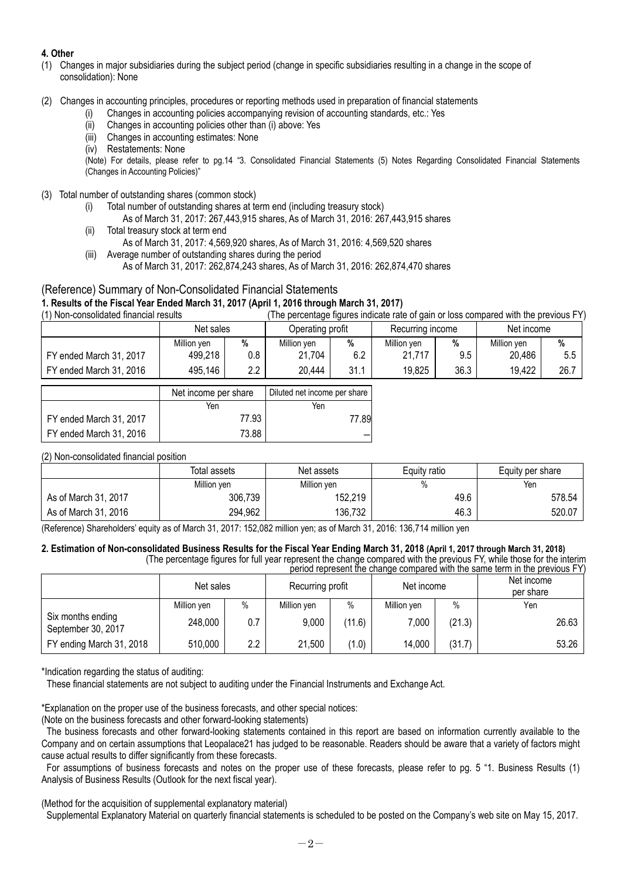**4. Other**

(1) Changes in major subsidiaries during the subject period (change in specific subsidiaries resulting in a change in the scope of consolidation): None

(2) Changes in accounting principles, procedures or reporting methods used in preparation of financial statements
- (i) Changes in accounting policies accompanying revision of accounting standards, etc.: Yes
- (ii) Changes in accounting policies other than (i) above: Yes
- (iii) Changes in accounting estimates: None
- (iv) Restatements: None

(Note) For details, please refer to pg.14 "3. Consolidated Financial Statements (5) Notes Regarding Consolidated Financial Statements (Changes in Accounting Policies)"

(3) Total number of outstanding shares (common stock)
- (i) Total number of outstanding shares at term end (including treasury stock)
  As of March 31, 2017: 267,443,915 shares, As of March 31, 2016: 267,443,915 shares
- (ii) Total treasury stock at term end
  As of March 31, 2017: 4,569,920 shares, As of March 31, 2016: 4,569,520 shares
- (iii) Average number of outstanding shares during the period
  As of March 31, 2017: 262,874,243 shares, As of March 31, 2016: 262,874,470 shares

## (Reference) Summary of Non-Consolidated Financial Statements

### 1. Results of the Fiscal Year Ended March 31, 2017 (April 1, 2016 through March 31, 2017)

(1) Non-consolidated financial results (The percentage figures indicate rate of gain or loss compared with the previous FY)

| | Net sales | | Operating profit | | Recurring income | | Net income | |
|---|---|---|---|---|---|---|---|---|
| | Million yen | % | Million yen | % | Million yen | % | Million yen | % |
| FY ended March 31, 2017 | 499,218 | 0.8 | 21,704 | 6.2 | 21,717 | 9.5 | 20,486 | 5.5 |
| FY ended March 31, 2016 | 495,146 | 2.2 | 20,444 | 31.1 | 19,825 | 36.3 | 19,422 | 26.7 |

| | Net income per share | Diluted net income per share |
|---|---|---|
| | Yen | Yen |
| FY ended March 31, 2017 | 77.93 | 77.89 |
| FY ended March 31, 2016 | 73.88 | – |

(2) Non-consolidated financial position

| | Total assets | Net assets | Equity ratio | Equity per share |
|---|---|---|---|---|
| | Million yen | Million yen | % | Yen |
| As of March 31, 2017 | 306,739 | 152,219 | 49.6 | 578.54 |
| As of March 31, 2016 | 294,962 | 136,732 | 46.3 | 520.07 |

(Reference) Shareholders' equity as of March 31, 2017: 152,082 million yen; as of March 31, 2016: 136,714 million yen

### 2. Estimation of Non-consolidated Business Results for the Fiscal Year Ending March 31, 2018 (April 1, 2017 through March 31, 2018)

(The percentage figures for full year represent the change compared with the previous FY, while those for the interim period represent the change compared with the same term in the previous FY)

| | Net sales | | Recurring profit | | Net income | | Net income per share |
|---|---|---|---|---|---|---|---|
| | Million yen | % | Million yen | % | Million yen | % | Yen |
| Six months ending September 30, 2017 | 248,000 | 0.7 | 9,000 | (11.6) | 7,000 | (21.3) | 26.63 |
| FY ending March 31, 2018 | 510,000 | 2.2 | 21,500 | (1.0) | 14,000 | (31.7) | 53.26 |

*Indication regarding the status of auditing:

These financial statements are not subject to auditing under the Financial Instruments and Exchange Act.

*Explanation on the proper use of the business forecasts, and other special notices:

(Note on the business forecasts and other forward-looking statements)

The business forecasts and other forward-looking statements contained in this report are based on information currently available to the Company and on certain assumptions that Leopalace21 has judged to be reasonable. Readers should be aware that a variety of factors might cause actual results to differ significantly from these forecasts.

For assumptions of business forecasts and notes on the proper use of these forecasts, please refer to pg. 5 "1. Business Results (1) Analysis of Business Results (Outlook for the next fiscal year).

(Method for the acquisition of supplemental explanatory material)

Supplemental Explanatory Material on quarterly financial statements is scheduled to be posted on the Company's web site on May 15, 2017.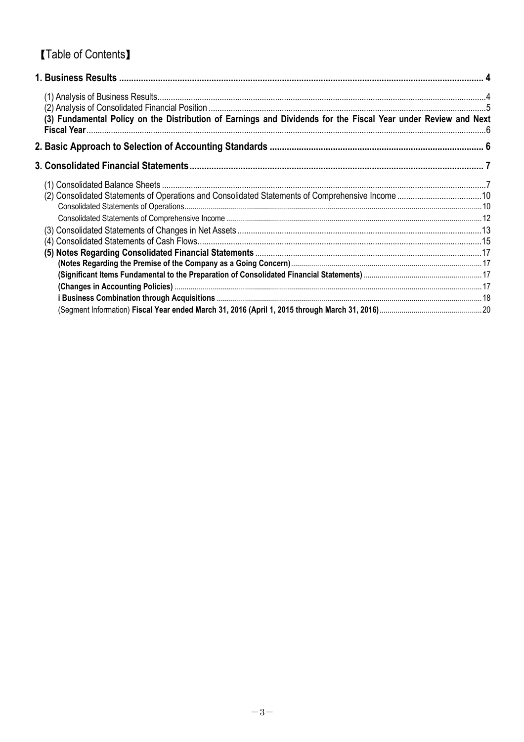# 【Table of Contents】

**1. Business Results ... 4**

(1) Analysis of Business Results ... 4
(2) Analysis of Consolidated Financial Position ... 5
**(3) Fundamental Policy on the Distribution of Earnings and Dividends for the Fiscal Year under Review and Next Fiscal Year** ... 6

**2. Basic Approach to Selection of Accounting Standards ... 6**

**3. Consolidated Financial Statements ... 7**

(1) Consolidated Balance Sheets ... 7
(2) Consolidated Statements of Operations and Consolidated Statements of Comprehensive Income ... 10
Consolidated Statements of Operations ... 10
Consolidated Statements of Comprehensive Income ... 12
(3) Consolidated Statements of Changes in Net Assets ... 13
(4) Consolidated Statements of Cash Flows ... 15
**(5) Notes Regarding Consolidated Financial Statements** ... 17
**(Notes Regarding the Premise of the Company as a Going Concern)** ... 17
**(Significant Items Fundamental to the Preparation of Consolidated Financial Statements)** ... 17
**(Changes in Accounting Policies)** ... 17
**i Business Combination through Acquisitions** ... 18
(Segment Information) **Fiscal Year ended March 31, 2016 (April 1, 2015 through March 31, 2016)** ... 20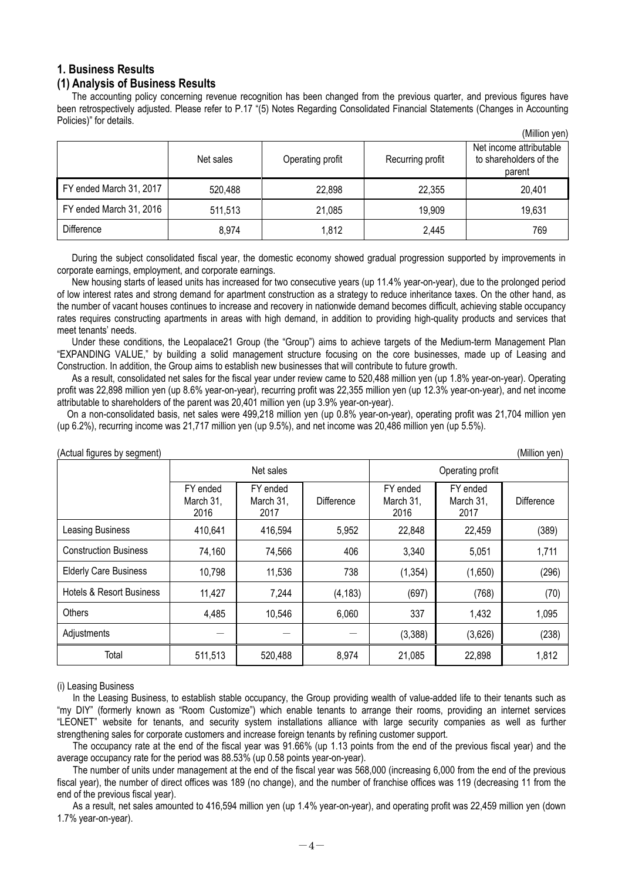## 1. Business Results

### (1) Analysis of Business Results

The accounting policy concerning revenue recognition has been changed from the previous quarter, and previous figures have been retrospectively adjusted. Please refer to P.17 "(5) Notes Regarding Consolidated Financial Statements (Changes in Accounting Policies)" for details.

(Million yen)

| | Net sales | Operating profit | Recurring profit | Net income attributable to shareholders of the parent |
|---|---|---|---|---|
| FY ended March 31, 2017 | 520,488 | 22,898 | 22,355 | 20,401 |
| FY ended March 31, 2016 | 511,513 | 21,085 | 19,909 | 19,631 |
| Difference | 8,974 | 1,812 | 2,445 | 769 |

During the subject consolidated fiscal year, the domestic economy showed gradual progression supported by improvements in corporate earnings, employment, and corporate earnings.

New housing starts of leased units has increased for two consecutive years (up 11.4% year-on-year), due to the prolonged period of low interest rates and strong demand for apartment construction as a strategy to reduce inheritance taxes. On the other hand, as the number of vacant houses continues to increase and recovery in nationwide demand becomes difficult, achieving stable occupancy rates requires constructing apartments in areas with high demand, in addition to providing high-quality products and services that meet tenants' needs.

Under these conditions, the Leopalace21 Group (the "Group") aims to achieve targets of the Medium-term Management Plan "EXPANDING VALUE," by building a solid management structure focusing on the core businesses, made up of Leasing and Construction. In addition, the Group aims to establish new businesses that will contribute to future growth.

As a result, consolidated net sales for the fiscal year under review came to 520,488 million yen (up 1.8% year-on-year). Operating profit was 22,898 million yen (up 8.6% year-on-year), recurring profit was 22,355 million yen (up 12.3% year-on-year), and net income attributable to shareholders of the parent was 20,401 million yen (up 3.9% year-on-year).

On a non-consolidated basis, net sales were 499,218 million yen (up 0.8% year-on-year), operating profit was 21,704 million yen (up 6.2%), recurring income was 21,717 million yen (up 9.5%), and net income was 20,486 million yen (up 5.5%).

(Actual figures by segment) (Million yen)

| | Net sales | | | Operating profit | | |
|---|---|---|---|---|---|---|
| | FY ended March 31, 2016 | FY ended March 31, 2017 | Difference | FY ended March 31, 2016 | FY ended March 31, 2017 | Difference |
| Leasing Business | 410,641 | 416,594 | 5,952 | 22,848 | 22,459 | (389) |
| Construction Business | 74,160 | 74,566 | 406 | 3,340 | 5,051 | 1,711 |
| Elderly Care Business | 10,798 | 11,536 | 738 | (1,354) | (1,650) | (296) |
| Hotels & Resort Business | 11,427 | 7,244 | (4,183) | (697) | (768) | (70) |
| Others | 4,485 | 10,546 | 6,060 | 337 | 1,432 | 1,095 |
| Adjustments | — | — | — | (3,388) | (3,626) | (238) |
| Total | 511,513 | 520,488 | 8,974 | 21,085 | 22,898 | 1,812 |

(i) Leasing Business

In the Leasing Business, to establish stable occupancy, the Group providing wealth of value-added life to their tenants such as "my DIY" (formerly known as "Room Customize") which enable tenants to arrange their rooms, providing an internet services "LEONET" website for tenants, and security system installations alliance with large security companies as well as further strengthening sales for corporate customers and increase foreign tenants by refining customer support.

The occupancy rate at the end of the fiscal year was 91.66% (up 1.13 points from the end of the previous fiscal year) and the average occupancy rate for the period was 88.53% (up 0.58 points year-on-year).

The number of units under management at the end of the fiscal year was 568,000 (increasing 6,000 from the end of the previous fiscal year), the number of direct offices was 189 (no change), and the number of franchise offices was 119 (decreasing 11 from the end of the previous fiscal year).

As a result, net sales amounted to 416,594 million yen (up 1.4% year-on-year), and operating profit was 22,459 million yen (down 1.7% year-on-year).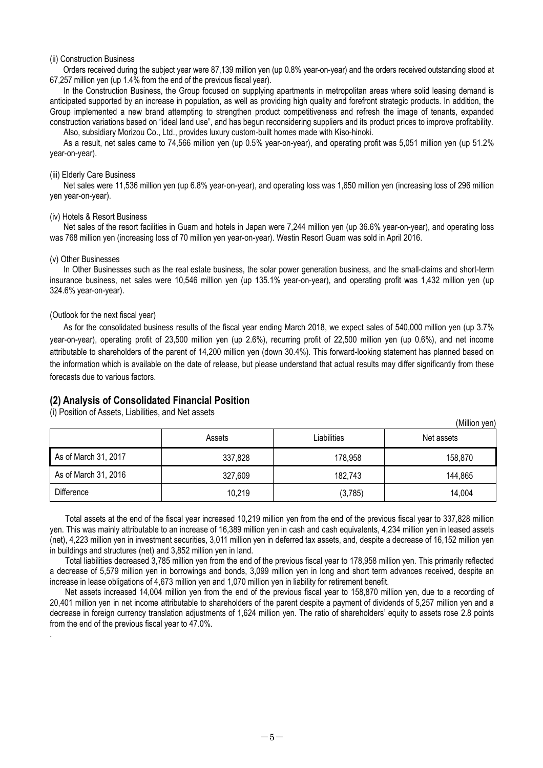(ii) Construction Business

Orders received during the subject year were 87,139 million yen (up 0.8% year-on-year) and the orders received outstanding stood at 67,257 million yen (up 1.4% from the end of the previous fiscal year).

In the Construction Business, the Group focused on supplying apartments in metropolitan areas where solid leasing demand is anticipated supported by an increase in population, as well as providing high quality and forefront strategic products. In addition, the Group implemented a new brand attempting to strengthen product competitiveness and refresh the image of tenants, expanded construction variations based on "ideal land use", and has begun reconsidering suppliers and its product prices to improve profitability.

Also, subsidiary Morizou Co., Ltd., provides luxury custom-built homes made with Kiso-hinoki.

As a result, net sales came to 74,566 million yen (up 0.5% year-on-year), and operating profit was 5,051 million yen (up 51.2% year-on-year).

(iii) Elderly Care Business

Net sales were 11,536 million yen (up 6.8% year-on-year), and operating loss was 1,650 million yen (increasing loss of 296 million yen year-on-year).

(iv) Hotels & Resort Business

Net sales of the resort facilities in Guam and hotels in Japan were 7,244 million yen (up 36.6% year-on-year), and operating loss was 768 million yen (increasing loss of 70 million yen year-on-year). Westin Resort Guam was sold in April 2016.

(v) Other Businesses

In Other Businesses such as the real estate business, the solar power generation business, and the small-claims and short-term insurance business, net sales were 10,546 million yen (up 135.1% year-on-year), and operating profit was 1,432 million yen (up 324.6% year-on-year).

(Outlook for the next fiscal year)

As for the consolidated business results of the fiscal year ending March 2018, we expect sales of 540,000 million yen (up 3.7% year-on-year), operating profit of 23,500 million yen (up 2.6%), recurring profit of 22,500 million yen (up 0.6%), and net income attributable to shareholders of the parent of 14,200 million yen (down 30.4%). This forward-looking statement has planned based on the information which is available on the date of release, but please understand that actual results may differ significantly from these forecasts due to various factors.

## (2) Analysis of Consolidated Financial Position

(i) Position of Assets, Liabilities, and Net assets

(Million yen)

| | Assets | Liabilities | Net assets |
|---|---|---|---|
| As of March 31, 2017 | 337,828 | 178,958 | 158,870 |
| As of March 31, 2016 | 327,609 | 182,743 | 144,865 |
| Difference | 10,219 | (3,785) | 14,004 |

Total assets at the end of the fiscal year increased 10,219 million yen from the end of the previous fiscal year to 337,828 million yen. This was mainly attributable to an increase of 16,389 million yen in cash and cash equivalents, 4,234 million yen in leased assets (net), 4,223 million yen in investment securities, 3,011 million yen in deferred tax assets, and, despite a decrease of 16,152 million yen in buildings and structures (net) and 3,852 million yen in land.

Total liabilities decreased 3,785 million yen from the end of the previous fiscal year to 178,958 million yen. This primarily reflected a decrease of 5,579 million yen in borrowings and bonds, 3,099 million yen in long and short term advances received, despite an increase in lease obligations of 4,673 million yen and 1,070 million yen in liability for retirement benefit.

Net assets increased 14,004 million yen from the end of the previous fiscal year to 158,870 million yen, due to a recording of 20,401 million yen in net income attributable to shareholders of the parent despite a payment of dividends of 5,257 million yen and a decrease in foreign currency translation adjustments of 1,624 million yen. The ratio of shareholders' equity to assets rose 2.8 points from the end of the previous fiscal year to 47.0%.

.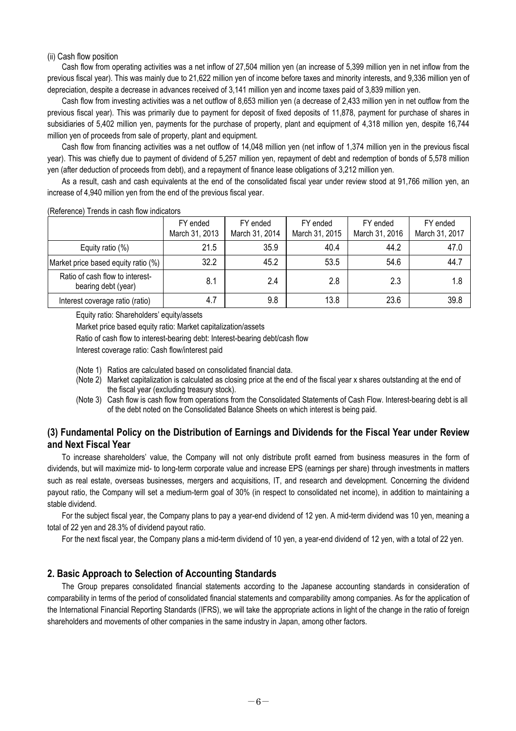(ii) Cash flow position

Cash flow from operating activities was a net inflow of 27,504 million yen (an increase of 5,399 million yen in net inflow from the previous fiscal year). This was mainly due to 21,622 million yen of income before taxes and minority interests, and 9,336 million yen of depreciation, despite a decrease in advances received of 3,141 million yen and income taxes paid of 3,839 million yen.

Cash flow from investing activities was a net outflow of 8,653 million yen (a decrease of 2,433 million yen in net outflow from the previous fiscal year). This was primarily due to payment for deposit of fixed deposits of 11,878, payment for purchase of shares in subsidiaries of 5,402 million yen, payments for the purchase of property, plant and equipment of 4,318 million yen, despite 16,744 million yen of proceeds from sale of property, plant and equipment.

Cash flow from financing activities was a net outflow of 14,048 million yen (net inflow of 1,374 million yen in the previous fiscal year). This was chiefly due to payment of dividend of 5,257 million yen, repayment of debt and redemption of bonds of 5,578 million yen (after deduction of proceeds from debt), and a repayment of finance lease obligations of 3,212 million yen.

As a result, cash and cash equivalents at the end of the consolidated fiscal year under review stood at 91,766 million yen, an increase of 4,940 million yen from the end of the previous fiscal year.

(Reference) Trends in cash flow indicators

| | FY ended March 31, 2013 | FY ended March 31, 2014 | FY ended March 31, 2015 | FY ended March 31, 2016 | FY ended March 31, 2017 |
|---|---|---|---|---|---|
| Equity ratio (%) | 21.5 | 35.9 | 40.4 | 44.2 | 47.0 |
| Market price based equity ratio (%) | 32.2 | 45.2 | 53.5 | 54.6 | 44.7 |
| Ratio of cash flow to interest-bearing debt (year) | 8.1 | 2.4 | 2.8 | 2.3 | 1.8 |
| Interest coverage ratio (ratio) | 4.7 | 9.8 | 13.8 | 23.6 | 39.8 |

Equity ratio: Shareholders' equity/assets

Market price based equity ratio: Market capitalization/assets

Ratio of cash flow to interest-bearing debt: Interest-bearing debt/cash flow

Interest coverage ratio: Cash flow/interest paid

(Note 1) Ratios are calculated based on consolidated financial data.

(Note 2) Market capitalization is calculated as closing price at the end of the fiscal year x shares outstanding at the end of the fiscal year (excluding treasury stock).

(Note 3) Cash flow is cash flow from operations from the Consolidated Statements of Cash Flow. Interest-bearing debt is all of the debt noted on the Consolidated Balance Sheets on which interest is being paid.

### (3) Fundamental Policy on the Distribution of Earnings and Dividends for the Fiscal Year under Review and Next Fiscal Year

To increase shareholders' value, the Company will not only distribute profit earned from business measures in the form of dividends, but will maximize mid- to long-term corporate value and increase EPS (earnings per share) through investments in matters such as real estate, overseas businesses, mergers and acquisitions, IT, and research and development. Concerning the dividend payout ratio, the Company will set a medium-term goal of 30% (in respect to consolidated net income), in addition to maintaining a stable dividend.

For the subject fiscal year, the Company plans to pay a year-end dividend of 12 yen. A mid-term dividend was 10 yen, meaning a total of 22 yen and 28.3% of dividend payout ratio.

For the next fiscal year, the Company plans a mid-term dividend of 10 yen, a year-end dividend of 12 yen, with a total of 22 yen.

## 2. Basic Approach to Selection of Accounting Standards

The Group prepares consolidated financial statements according to the Japanese accounting standards in consideration of comparability in terms of the period of consolidated financial statements and comparability among companies. As for the application of the International Financial Reporting Standards (IFRS), we will take the appropriate actions in light of the change in the ratio of foreign shareholders and movements of other companies in the same industry in Japan, among other factors.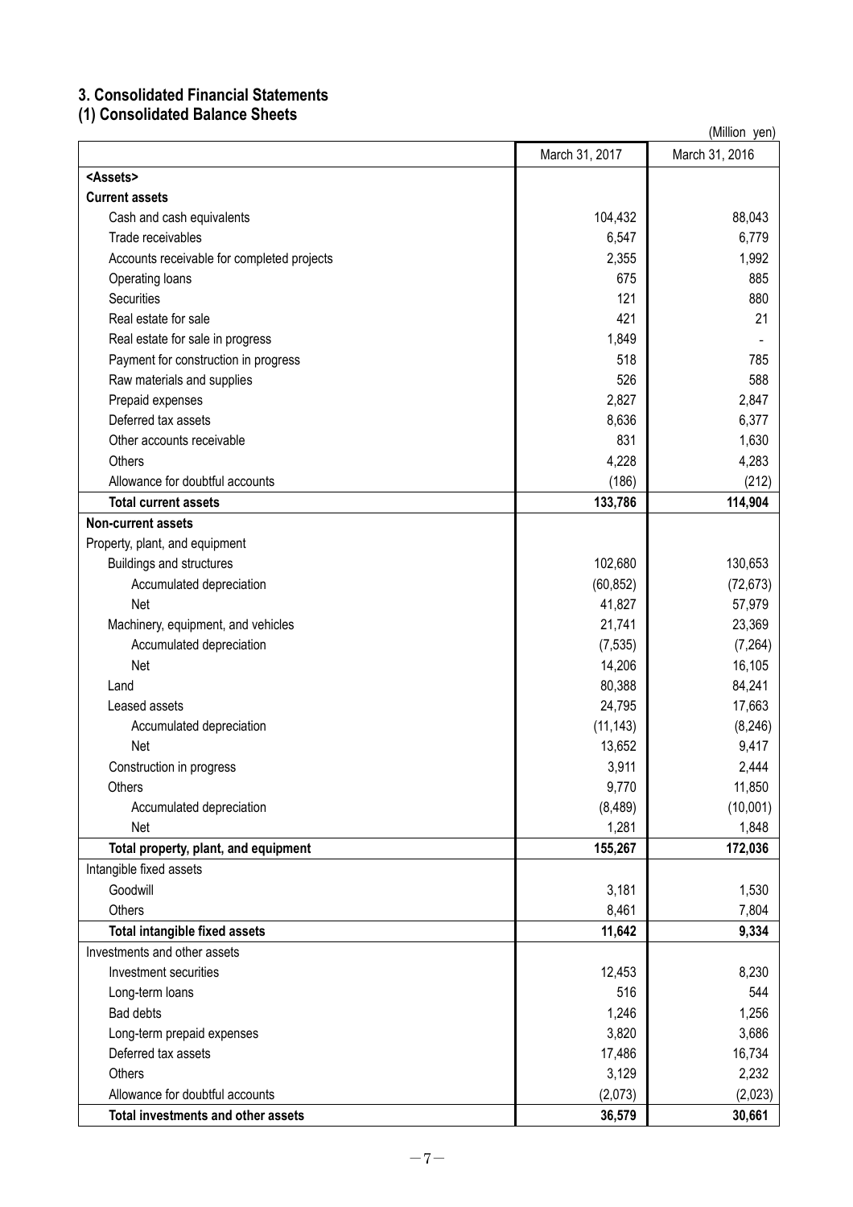## 3. Consolidated Financial Statements

### (1) Consolidated Balance Sheets

(Million yen)

| | March 31, 2017 | March 31, 2016 |
|---|---|---|
| **<Assets>** | | |
| **Current assets** | | |
| Cash and cash equivalents | 104,432 | 88,043 |
| Trade receivables | 6,547 | 6,779 |
| Accounts receivable for completed projects | 2,355 | 1,992 |
| Operating loans | 675 | 885 |
| Securities | 121 | 880 |
| Real estate for sale | 421 | 21 |
| Real estate for sale in progress | 1,849 | - |
| Payment for construction in progress | 518 | 785 |
| Raw materials and supplies | 526 | 588 |
| Prepaid expenses | 2,827 | 2,847 |
| Deferred tax assets | 8,636 | 6,377 |
| Other accounts receivable | 831 | 1,630 |
| Others | 4,228 | 4,283 |
| Allowance for doubtful accounts | (186) | (212) |
| **Total current assets** | **133,786** | **114,904** |
| **Non-current assets** | | |
| Property, plant, and equipment | | |
| Buildings and structures | 102,680 | 130,653 |
| Accumulated depreciation | (60,852) | (72,673) |
| Net | 41,827 | 57,979 |
| Machinery, equipment, and vehicles | 21,741 | 23,369 |
| Accumulated depreciation | (7,535) | (7,264) |
| Net | 14,206 | 16,105 |
| Land | 80,388 | 84,241 |
| Leased assets | 24,795 | 17,663 |
| Accumulated depreciation | (11,143) | (8,246) |
| Net | 13,652 | 9,417 |
| Construction in progress | 3,911 | 2,444 |
| Others | 9,770 | 11,850 |
| Accumulated depreciation | (8,489) | (10,001) |
| Net | 1,281 | 1,848 |
| **Total property, plant, and equipment** | **155,267** | **172,036** |
| Intangible fixed assets | | |
| Goodwill | 3,181 | 1,530 |
| Others | 8,461 | 7,804 |
| **Total intangible fixed assets** | **11,642** | **9,334** |
| Investments and other assets | | |
| Investment securities | 12,453 | 8,230 |
| Long-term loans | 516 | 544 |
| Bad debts | 1,246 | 1,256 |
| Long-term prepaid expenses | 3,820 | 3,686 |
| Deferred tax assets | 17,486 | 16,734 |
| Others | 3,129 | 2,232 |
| Allowance for doubtful accounts | (2,073) | (2,023) |
| **Total investments and other assets** | **36,579** | **30,661** |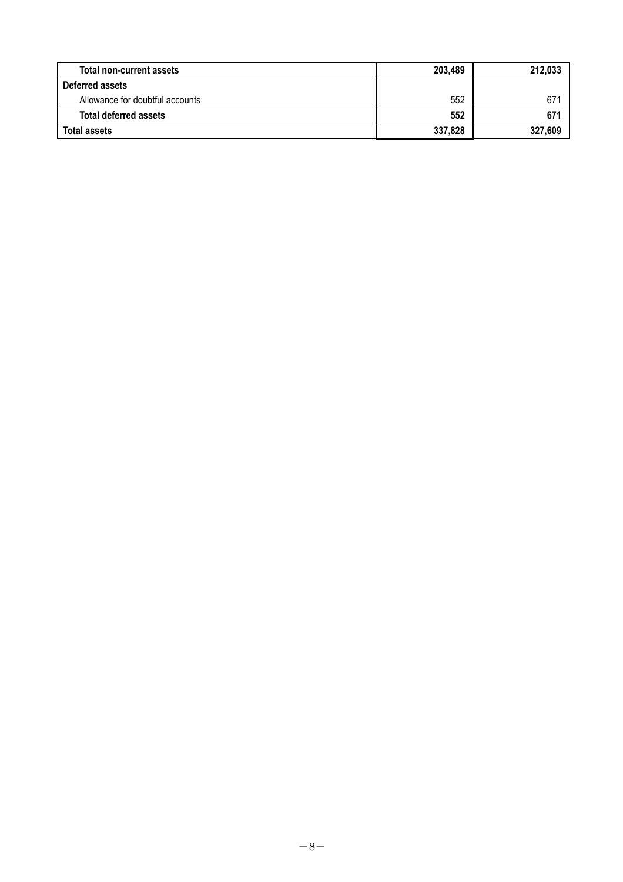| | | |
|---|---:|---:|
| **Total non-current assets** | **203,489** | **212,033** |
| **Deferred assets** | | |
| Allowance for doubtful accounts | 552 | 671 |
| **Total deferred assets** | **552** | **671** |
| **Total assets** | **337,828** | **327,609** |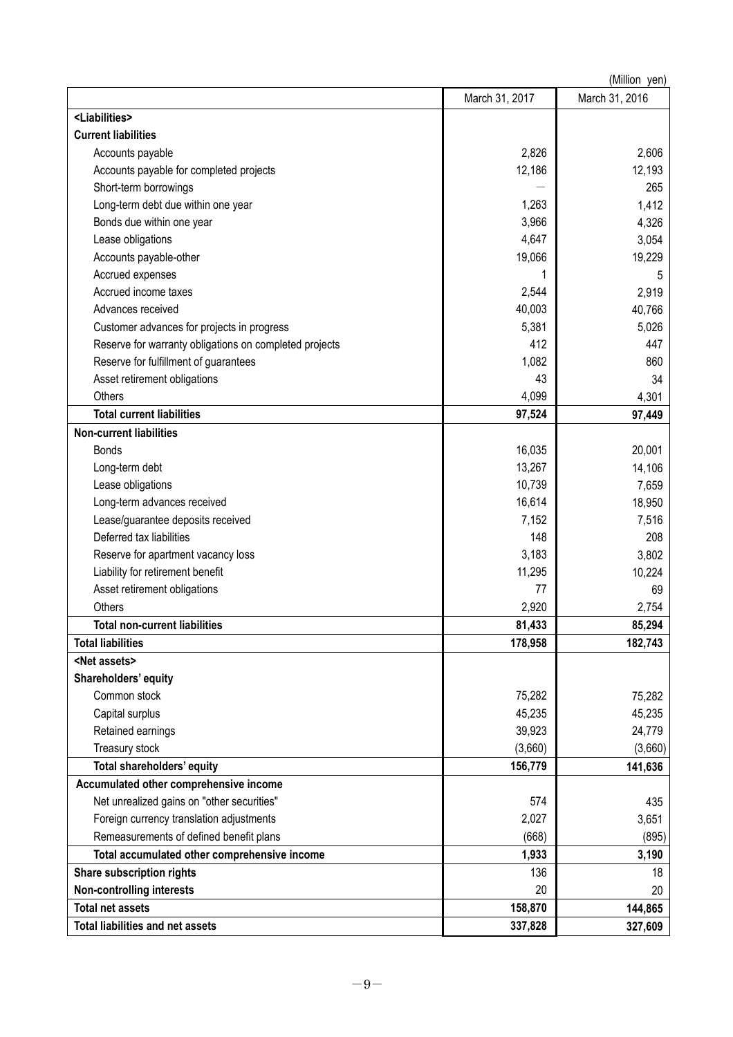(Million yen)

| | March 31, 2017 | March 31, 2016 |
|---|---|---|
| **<Liabilities>** | | |
| **Current liabilities** | | |
| Accounts payable | 2,826 | 2,606 |
| Accounts payable for completed projects | 12,186 | 12,193 |
| Short-term borrowings | — | 265 |
| Long-term debt due within one year | 1,263 | 1,412 |
| Bonds due within one year | 3,966 | 4,326 |
| Lease obligations | 4,647 | 3,054 |
| Accounts payable-other | 19,066 | 19,229 |
| Accrued expenses | 1 | 5 |
| Accrued income taxes | 2,544 | 2,919 |
| Advances received | 40,003 | 40,766 |
| Customer advances for projects in progress | 5,381 | 5,026 |
| Reserve for warranty obligations on completed projects | 412 | 447 |
| Reserve for fulfillment of guarantees | 1,082 | 860 |
| Asset retirement obligations | 43 | 34 |
| Others | 4,099 | 4,301 |
| **Total current liabilities** | **97,524** | **97,449** |
| **Non-current liabilities** | | |
| Bonds | 16,035 | 20,001 |
| Long-term debt | 13,267 | 14,106 |
| Lease obligations | 10,739 | 7,659 |
| Long-term advances received | 16,614 | 18,950 |
| Lease/guarantee deposits received | 7,152 | 7,516 |
| Deferred tax liabilities | 148 | 208 |
| Reserve for apartment vacancy loss | 3,183 | 3,802 |
| Liability for retirement benefit | 11,295 | 10,224 |
| Asset retirement obligations | 77 | 69 |
| Others | 2,920 | 2,754 |
| **Total non-current liabilities** | **81,433** | **85,294** |
| **Total liabilities** | **178,958** | **182,743** |
| **<Net assets>** | | |
| **Shareholders' equity** | | |
| Common stock | 75,282 | 75,282 |
| Capital surplus | 45,235 | 45,235 |
| Retained earnings | 39,923 | 24,779 |
| Treasury stock | (3,660) | (3,660) |
| **Total shareholders' equity** | **156,779** | **141,636** |
| **Accumulated other comprehensive income** | | |
| Net unrealized gains on "other securities" | 574 | 435 |
| Foreign currency translation adjustments | 2,027 | 3,651 |
| Remeasurements of defined benefit plans | (668) | (895) |
| **Total accumulated other comprehensive income** | **1,933** | **3,190** |
| **Share subscription rights** | 136 | 18 |
| **Non-controlling interests** | 20 | 20 |
| **Total net assets** | **158,870** | **144,865** |
| **Total liabilities and net assets** | **337,828** | **327,609** |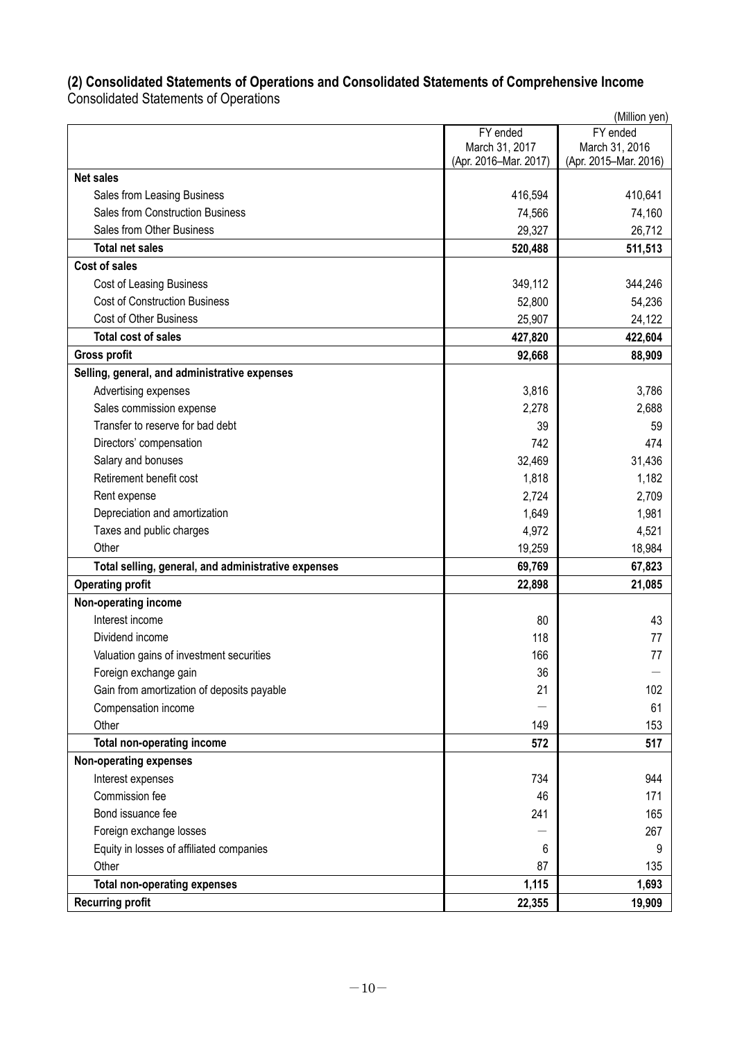### (2) Consolidated Statements of Operations and Consolidated Statements of Comprehensive Income

Consolidated Statements of Operations

(Million yen)

| | FY ended March 31, 2017 (Apr. 2016–Mar. 2017) | FY ended March 31, 2016 (Apr. 2015–Mar. 2016) |
|---|---|---|
| **Net sales** | | |
| Sales from Leasing Business | 416,594 | 410,641 |
| Sales from Construction Business | 74,566 | 74,160 |
| Sales from Other Business | 29,327 | 26,712 |
| **Total net sales** | **520,488** | **511,513** |
| **Cost of sales** | | |
| Cost of Leasing Business | 349,112 | 344,246 |
| Cost of Construction Business | 52,800 | 54,236 |
| Cost of Other Business | 25,907 | 24,122 |
| **Total cost of sales** | **427,820** | **422,604** |
| **Gross profit** | **92,668** | **88,909** |
| **Selling, general, and administrative expenses** | | |
| Advertising expenses | 3,816 | 3,786 |
| Sales commission expense | 2,278 | 2,688 |
| Transfer to reserve for bad debt | 39 | 59 |
| Directors' compensation | 742 | 474 |
| Salary and bonuses | 32,469 | 31,436 |
| Retirement benefit cost | 1,818 | 1,182 |
| Rent expense | 2,724 | 2,709 |
| Depreciation and amortization | 1,649 | 1,981 |
| Taxes and public charges | 4,972 | 4,521 |
| Other | 19,259 | 18,984 |
| **Total selling, general, and administrative expenses** | **69,769** | **67,823** |
| **Operating profit** | **22,898** | **21,085** |
| **Non-operating income** | | |
| Interest income | 80 | 43 |
| Dividend income | 118 | 77 |
| Valuation gains of investment securities | 166 | 77 |
| Foreign exchange gain | 36 | — |
| Gain from amortization of deposits payable | 21 | 102 |
| Compensation income | — | 61 |
| Other | 149 | 153 |
| **Total non-operating income** | **572** | **517** |
| **Non-operating expenses** | | |
| Interest expenses | 734 | 944 |
| Commission fee | 46 | 171 |
| Bond issuance fee | 241 | 165 |
| Foreign exchange losses | — | 267 |
| Equity in losses of affiliated companies | 6 | 9 |
| Other | 87 | 135 |
| **Total non-operating expenses** | **1,115** | **1,693** |
| **Recurring profit** | **22,355** | **19,909** |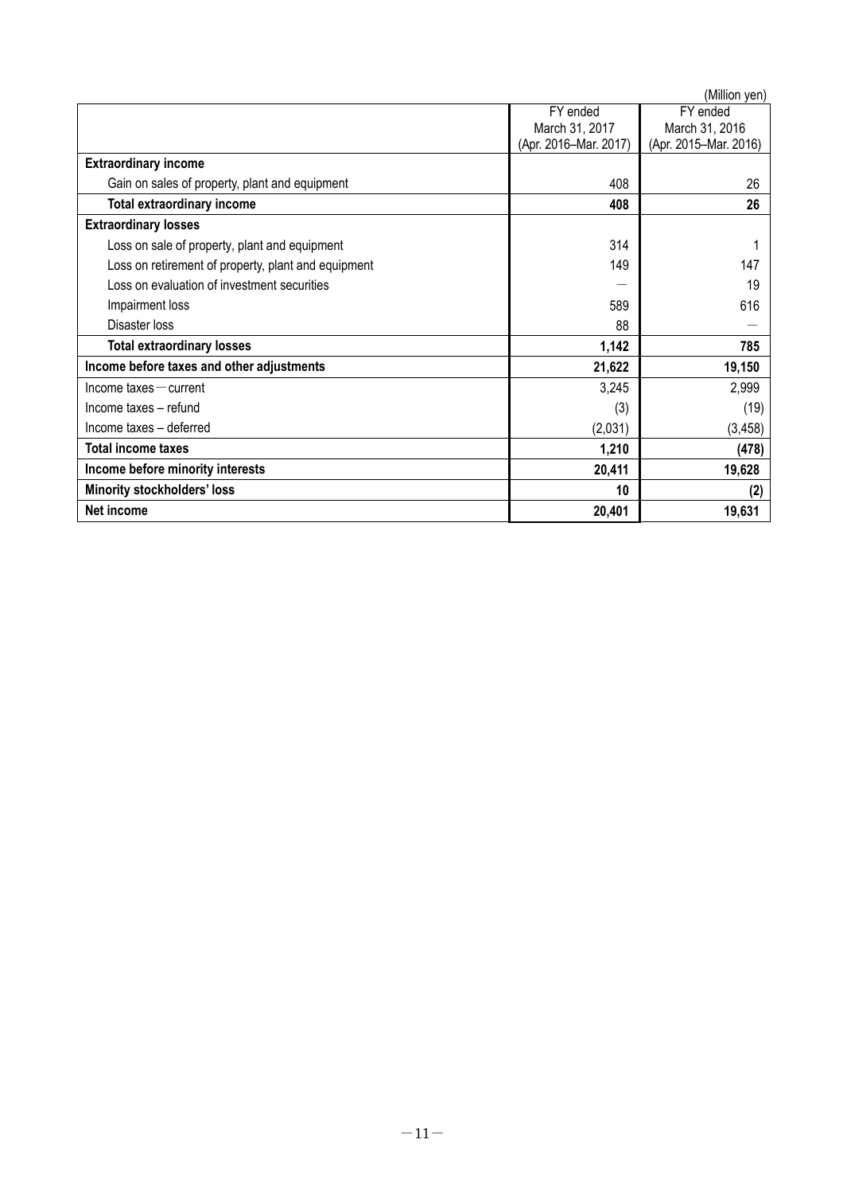(Million yen)

| | FY ended March 31, 2017 (Apr. 2016–Mar. 2017) | FY ended March 31, 2016 (Apr. 2015–Mar. 2016) |
|---|---|---|
| **Extraordinary income** | | |
| Gain on sales of property, plant and equipment | 408 | 26 |
| **Total extraordinary income** | **408** | **26** |
| **Extraordinary losses** | | |
| Loss on sale of property, plant and equipment | 314 | 1 |
| Loss on retirement of property, plant and equipment | 149 | 147 |
| Loss on evaluation of investment securities | — | 19 |
| Impairment loss | 589 | 616 |
| Disaster loss | 88 | — |
| **Total extraordinary losses** | **1,142** | **785** |
| **Income before taxes and other adjustments** | **21,622** | **19,150** |
| Income taxes — current | 3,245 | 2,999 |
| Income taxes – refund | (3) | (19) |
| Income taxes – deferred | (2,031) | (3,458) |
| **Total income taxes** | **1,210** | **(478)** |
| **Income before minority interests** | **20,411** | **19,628** |
| **Minority stockholders' loss** | **10** | **(2)** |
| **Net income** | **20,401** | **19,631** |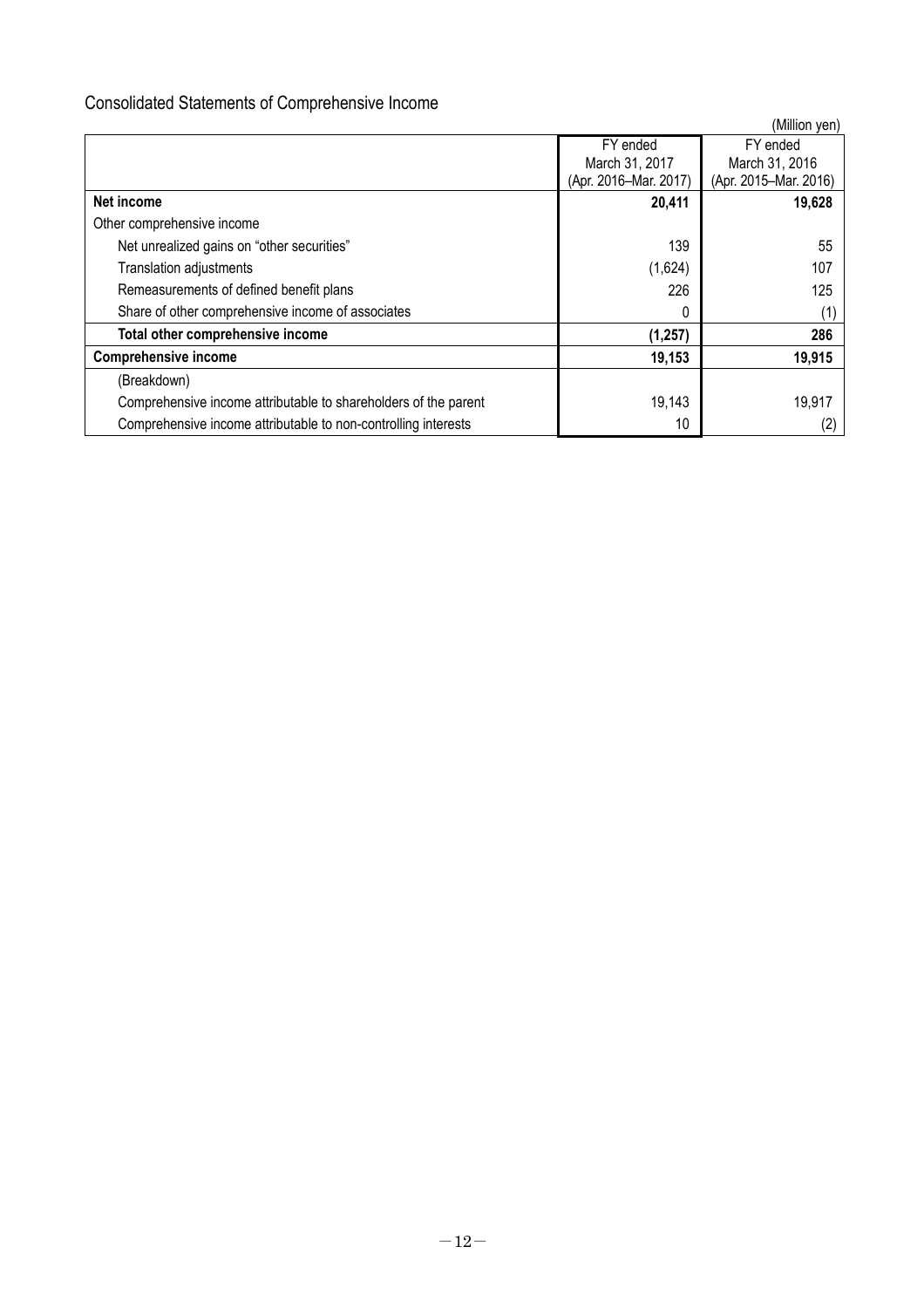## Consolidated Statements of Comprehensive Income

(Million yen)

| | FY ended March 31, 2017 (Apr. 2016–Mar. 2017) | FY ended March 31, 2016 (Apr. 2015–Mar. 2016) |
|---|---|---|
| **Net income** | **20,411** | **19,628** |
| Other comprehensive income | | |
| Net unrealized gains on "other securities" | 139 | 55 |
| Translation adjustments | (1,624) | 107 |
| Remeasurements of defined benefit plans | 226 | 125 |
| Share of other comprehensive income of associates | 0 | (1) |
| **Total other comprehensive income** | **(1,257)** | **286** |
| **Comprehensive income** | **19,153** | **19,915** |
| (Breakdown) | | |
| Comprehensive income attributable to shareholders of the parent | 19,143 | 19,917 |
| Comprehensive income attributable to non-controlling interests | 10 | (2) |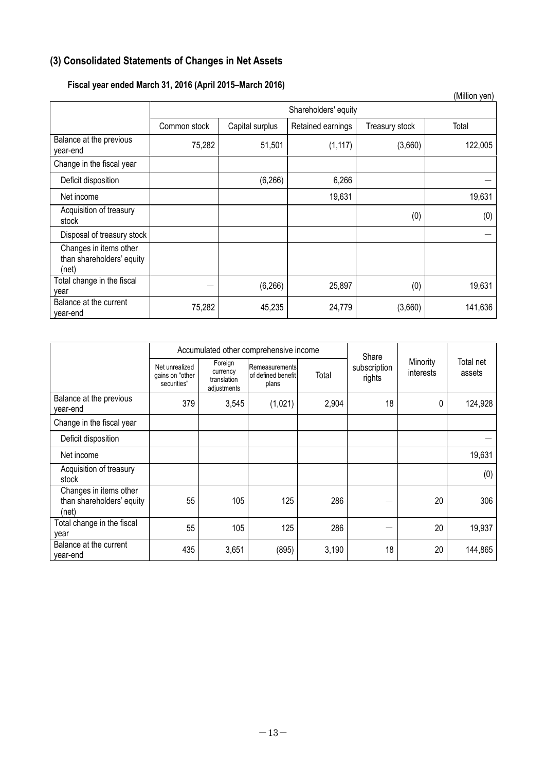## (3) Consolidated Statements of Changes in Net Assets

### Fiscal year ended March 31, 2016 (April 2015–March 2016)

(Million yen)

| | Shareholders' equity | | | | |
|---|---|---|---|---|---|
| | Common stock | Capital surplus | Retained earnings | Treasury stock | Total |
| Balance at the previous year-end | 75,282 | 51,501 | (1,117) | (3,660) | 122,005 |
| Change in the fiscal year | | | | | |
| Deficit disposition | | (6,266) | 6,266 | | ― |
| Net income | | | 19,631 | | 19,631 |
| Acquisition of treasury stock | | | | (0) | (0) |
| Disposal of treasury stock | | | | | ― |
| Changes in items other than shareholders' equity (net) | | | | | |
| Total change in the fiscal year | ― | (6,266) | 25,897 | (0) | 19,631 |
| Balance at the current year-end | 75,282 | 45,235 | 24,779 | (3,660) | 141,636 |

| | Accumulated other comprehensive income | | | | Share subscription rights | Minority interests | Total net assets |
|---|---|---|---|---|---|---|---|
| | Net unrealized gains on "other securities" | Foreign currency translation adjustments | Remeasurements of defined benefit plans | Total | | | |
| Balance at the previous year-end | 379 | 3,545 | (1,021) | 2,904 | 18 | 0 | 124,928 |
| Change in the fiscal year | | | | | | | |
| Deficit disposition | | | | | | | ― |
| Net income | | | | | | | 19,631 |
| Acquisition of treasury stock | | | | | | | (0) |
| Changes in items other than shareholders' equity (net) | 55 | 105 | 125 | 286 | ― | 20 | 306 |
| Total change in the fiscal year | 55 | 105 | 125 | 286 | ― | 20 | 19,937 |
| Balance at the current year-end | 435 | 3,651 | (895) | 3,190 | 18 | 20 | 144,865 |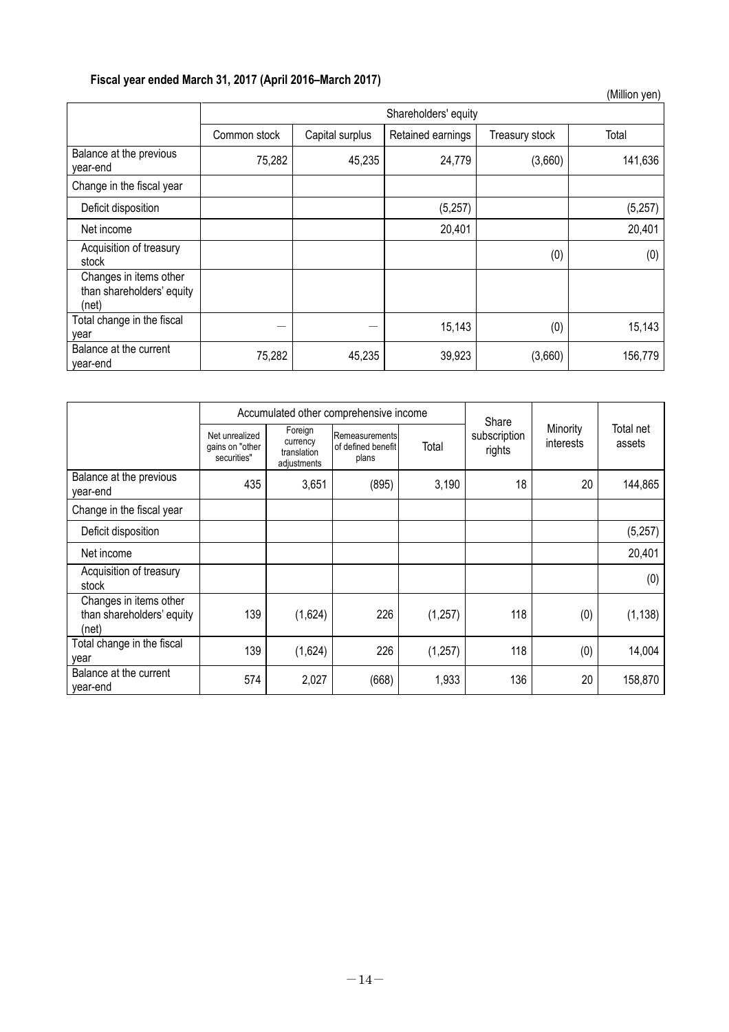**Fiscal year ended March 31, 2017 (April 2016–March 2017)**

(Million yen)

| | Shareholders' equity | | | | |
|---|---|---|---|---|---|
| | Common stock | Capital surplus | Retained earnings | Treasury stock | Total |
| Balance at the previous year-end | 75,282 | 45,235 | 24,779 | (3,660) | 141,636 |
| Change in the fiscal year | | | | | |
| Deficit disposition | | | (5,257) | | (5,257) |
| Net income | | | 20,401 | | 20,401 |
| Acquisition of treasury stock | | | | (0) | (0) |
| Changes in items other than shareholders' equity (net) | | | | | |
| Total change in the fiscal year | — | — | 15,143 | (0) | 15,143 |
| Balance at the current year-end | 75,282 | 45,235 | 39,923 | (3,660) | 156,779 |

| | Accumulated other comprehensive income | | | | Share subscription rights | Minority interests | Total net assets |
|---|---|---|---|---|---|---|---|
| | Net unrealized gains on "other securities" | Foreign currency translation adjustments | Remeasurements of defined benefit plans | Total | | | |
| Balance at the previous year-end | 435 | 3,651 | (895) | 3,190 | 18 | 20 | 144,865 |
| Change in the fiscal year | | | | | | | |
| Deficit disposition | | | | | | | (5,257) |
| Net income | | | | | | | 20,401 |
| Acquisition of treasury stock | | | | | | | (0) |
| Changes in items other than shareholders' equity (net) | 139 | (1,624) | 226 | (1,257) | 118 | (0) | (1,138) |
| Total change in the fiscal year | 139 | (1,624) | 226 | (1,257) | 118 | (0) | 14,004 |
| Balance at the current year-end | 574 | 2,027 | (668) | 1,933 | 136 | 20 | 158,870 |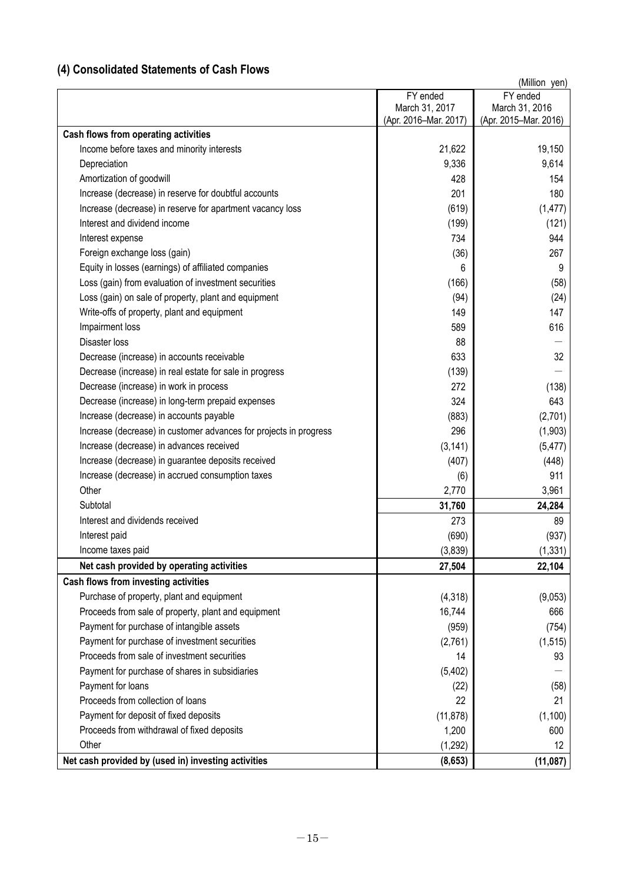## (4) Consolidated Statements of Cash Flows

(Million yen)

| | FY ended March 31, 2017 (Apr. 2016–Mar. 2017) | FY ended March 31, 2016 (Apr. 2015–Mar. 2016) |
|---|---|---|
| **Cash flows from operating activities** | | |
| Income before taxes and minority interests | 21,622 | 19,150 |
| Depreciation | 9,336 | 9,614 |
| Amortization of goodwill | 428 | 154 |
| Increase (decrease) in reserve for doubtful accounts | 201 | 180 |
| Increase (decrease) in reserve for apartment vacancy loss | (619) | (1,477) |
| Interest and dividend income | (199) | (121) |
| Interest expense | 734 | 944 |
| Foreign exchange loss (gain) | (36) | 267 |
| Equity in losses (earnings) of affiliated companies | 6 | 9 |
| Loss (gain) from evaluation of investment securities | (166) | (58) |
| Loss (gain) on sale of property, plant and equipment | (94) | (24) |
| Write-offs of property, plant and equipment | 149 | 147 |
| Impairment loss | 589 | 616 |
| Disaster loss | 88 | — |
| Decrease (increase) in accounts receivable | 633 | 32 |
| Decrease (increase) in real estate for sale in progress | (139) | — |
| Decrease (increase) in work in process | 272 | (138) |
| Decrease (increase) in long-term prepaid expenses | 324 | 643 |
| Increase (decrease) in accounts payable | (883) | (2,701) |
| Increase (decrease) in customer advances for projects in progress | 296 | (1,903) |
| Increase (decrease) in advances received | (3,141) | (5,477) |
| Increase (decrease) in guarantee deposits received | (407) | (448) |
| Increase (decrease) in accrued consumption taxes | (6) | 911 |
| Other | 2,770 | 3,961 |
| Subtotal | **31,760** | **24,284** |
| Interest and dividends received | 273 | 89 |
| Interest paid | (690) | (937) |
| Income taxes paid | (3,839) | (1,331) |
| **Net cash provided by operating activities** | **27,504** | **22,104** |
| **Cash flows from investing activities** | | |
| Purchase of property, plant and equipment | (4,318) | (9,053) |
| Proceeds from sale of property, plant and equipment | 16,744 | 666 |
| Payment for purchase of intangible assets | (959) | (754) |
| Payment for purchase of investment securities | (2,761) | (1,515) |
| Proceeds from sale of investment securities | 14 | 93 |
| Payment for purchase of shares in subsidiaries | (5,402) | — |
| Payment for loans | (22) | (58) |
| Proceeds from collection of loans | 22 | 21 |
| Payment for deposit of fixed deposits | (11,878) | (1,100) |
| Proceeds from withdrawal of fixed deposits | 1,200 | 600 |
| Other | (1,292) | 12 |
| **Net cash provided by (used in) investing activities** | **(8,653)** | **(11,087)** |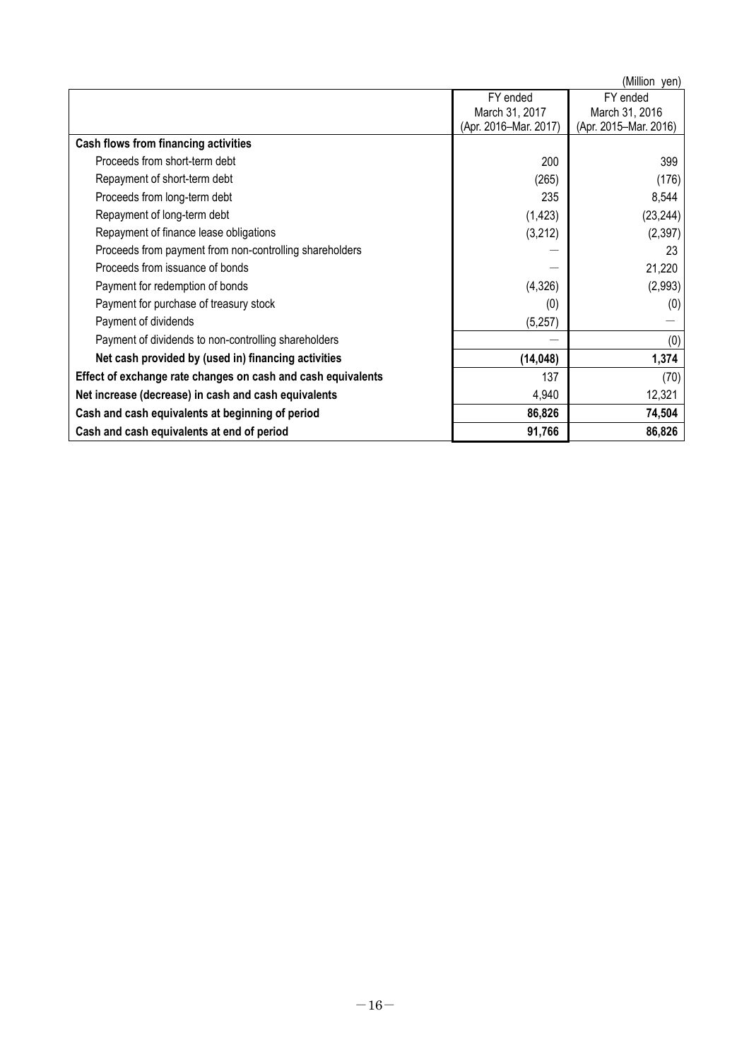(Million yen)

| | FY ended March 31, 2017 (Apr. 2016–Mar. 2017) | FY ended March 31, 2016 (Apr. 2015–Mar. 2016) |
|---|---|---|
| **Cash flows from financing activities** | | |
| Proceeds from short-term debt | 200 | 399 |
| Repayment of short-term debt | (265) | (176) |
| Proceeds from long-term debt | 235 | 8,544 |
| Repayment of long-term debt | (1,423) | (23,244) |
| Repayment of finance lease obligations | (3,212) | (2,397) |
| Proceeds from payment from non-controlling shareholders | — | 23 |
| Proceeds from issuance of bonds | — | 21,220 |
| Payment for redemption of bonds | (4,326) | (2,993) |
| Payment for purchase of treasury stock | (0) | (0) |
| Payment of dividends | (5,257) | — |
| Payment of dividends to non-controlling shareholders | — | (0) |
| **Net cash provided by (used in) financing activities** | **(14,048)** | **1,374** |
| **Effect of exchange rate changes on cash and cash equivalents** | 137 | (70) |
| **Net increase (decrease) in cash and cash equivalents** | 4,940 | 12,321 |
| **Cash and cash equivalents at beginning of period** | **86,826** | **74,504** |
| **Cash and cash equivalents at end of period** | **91,766** | **86,826** |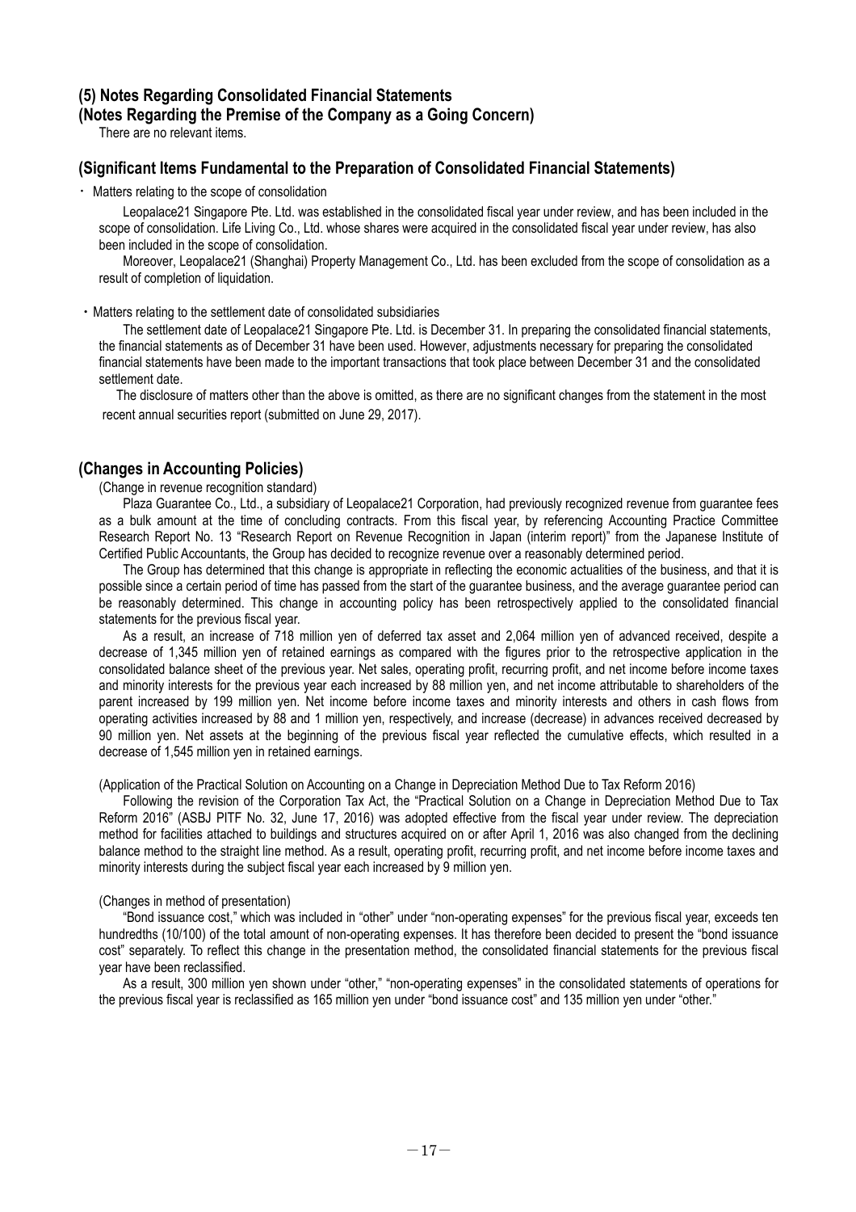## (5) Notes Regarding Consolidated Financial Statements

### (Notes Regarding the Premise of the Company as a Going Concern)

There are no relevant items.

### (Significant Items Fundamental to the Preparation of Consolidated Financial Statements)

・ Matters relating to the scope of consolidation

Leopalace21 Singapore Pte. Ltd. was established in the consolidated fiscal year under review, and has been included in the scope of consolidation. Life Living Co., Ltd. whose shares were acquired in the consolidated fiscal year under review, has also been included in the scope of consolidation.

Moreover, Leopalace21 (Shanghai) Property Management Co., Ltd. has been excluded from the scope of consolidation as a result of completion of liquidation.

・Matters relating to the settlement date of consolidated subsidiaries

The settlement date of Leopalace21 Singapore Pte. Ltd. is December 31. In preparing the consolidated financial statements, the financial statements as of December 31 have been used. However, adjustments necessary for preparing the consolidated financial statements have been made to the important transactions that took place between December 31 and the consolidated settlement date.

The disclosure of matters other than the above is omitted, as there are no significant changes from the statement in the most recent annual securities report (submitted on June 29, 2017).

### (Changes in Accounting Policies)

(Change in revenue recognition standard)

Plaza Guarantee Co., Ltd., a subsidiary of Leopalace21 Corporation, had previously recognized revenue from guarantee fees as a bulk amount at the time of concluding contracts. From this fiscal year, by referencing Accounting Practice Committee Research Report No. 13 "Research Report on Revenue Recognition in Japan (interim report)" from the Japanese Institute of Certified Public Accountants, the Group has decided to recognize revenue over a reasonably determined period.

The Group has determined that this change is appropriate in reflecting the economic actualities of the business, and that it is possible since a certain period of time has passed from the start of the guarantee business, and the average guarantee period can be reasonably determined. This change in accounting policy has been retrospectively applied to the consolidated financial statements for the previous fiscal year.

As a result, an increase of 718 million yen of deferred tax asset and 2,064 million yen of advanced received, despite a decrease of 1,345 million yen of retained earnings as compared with the figures prior to the retrospective application in the consolidated balance sheet of the previous year. Net sales, operating profit, recurring profit, and net income before income taxes and minority interests for the previous year each increased by 88 million yen, and net income attributable to shareholders of the parent increased by 199 million yen. Net income before income taxes and minority interests and others in cash flows from operating activities increased by 88 and 1 million yen, respectively, and increase (decrease) in advances received decreased by 90 million yen. Net assets at the beginning of the previous fiscal year reflected the cumulative effects, which resulted in a decrease of 1,545 million yen in retained earnings.

(Application of the Practical Solution on Accounting on a Change in Depreciation Method Due to Tax Reform 2016)

Following the revision of the Corporation Tax Act, the "Practical Solution on a Change in Depreciation Method Due to Tax Reform 2016" (ASBJ PITF No. 32, June 17, 2016) was adopted effective from the fiscal year under review. The depreciation method for facilities attached to buildings and structures acquired on or after April 1, 2016 was also changed from the declining balance method to the straight line method. As a result, operating profit, recurring profit, and net income before income taxes and minority interests during the subject fiscal year each increased by 9 million yen.

(Changes in method of presentation)

"Bond issuance cost," which was included in "other" under "non-operating expenses" for the previous fiscal year, exceeds ten hundredths (10/100) of the total amount of non-operating expenses. It has therefore been decided to present the "bond issuance cost" separately. To reflect this change in the presentation method, the consolidated financial statements for the previous fiscal year have been reclassified.

As a result, 300 million yen shown under "other," "non-operating expenses" in the consolidated statements of operations for the previous fiscal year is reclassified as 165 million yen under "bond issuance cost" and 135 million yen under "other."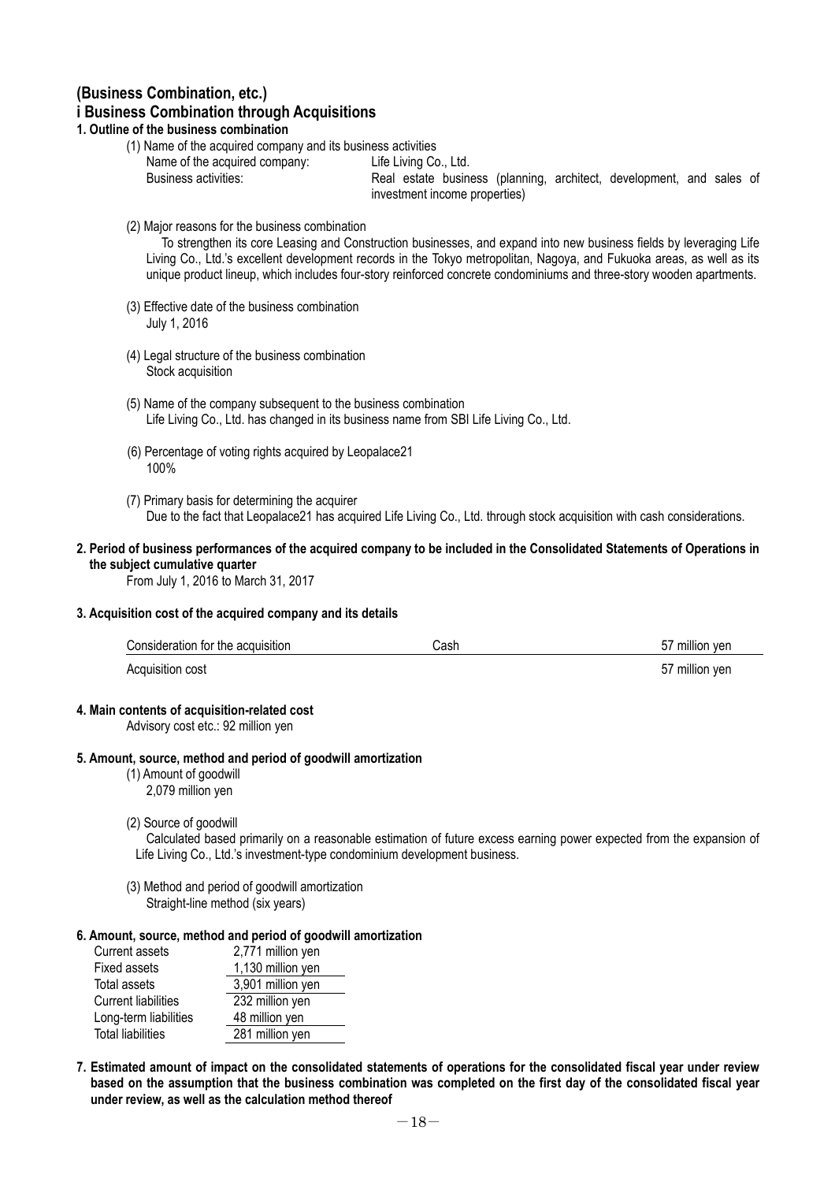## (Business Combination, etc.)

## i Business Combination through Acquisitions

**1. Outline of the business combination**

(1) Name of the acquired company and its business activities

Name of the acquired company: Life Living Co., Ltd.

Business activities: Real estate business (planning, architect, development, and sales of investment income properties)

(2) Major reasons for the business combination

To strengthen its core Leasing and Construction businesses, and expand into new business fields by leveraging Life Living Co., Ltd.'s excellent development records in the Tokyo metropolitan, Nagoya, and Fukuoka areas, as well as its unique product lineup, which includes four-story reinforced concrete condominiums and three-story wooden apartments.

(3) Effective date of the business combination

July 1, 2016

(4) Legal structure of the business combination

Stock acquisition

(5) Name of the company subsequent to the business combination

Life Living Co., Ltd. has changed in its business name from SBI Life Living Co., Ltd.

(6) Percentage of voting rights acquired by Leopalace21

100%

(7) Primary basis for determining the acquirer

Due to the fact that Leopalace21 has acquired Life Living Co., Ltd. through stock acquisition with cash considerations.

**2. Period of business performances of the acquired company to be included in the Consolidated Statements of Operations in the subject cumulative quarter**

From July 1, 2016 to March 31, 2017

**3. Acquisition cost of the acquired company and its details**

| | | |
|---|---|---|
| Consideration for the acquisition | Cash | 57 million yen |
| Acquisition cost | | 57 million yen |

**4. Main contents of acquisition-related cost**

Advisory cost etc.: 92 million yen

**5. Amount, source, method and period of goodwill amortization**

(1) Amount of goodwill

2,079 million yen

(2) Source of goodwill

Calculated based primarily on a reasonable estimation of future excess earning power expected from the expansion of Life Living Co., Ltd.'s investment-type condominium development business.

(3) Method and period of goodwill amortization

Straight-line method (six years)

**6. Amount, source, method and period of goodwill amortization**

| | |
|---|---|
| Current assets | 2,771 million yen |
| Fixed assets | 1,130 million yen |
| Total assets | 3,901 million yen |
| Current liabilities | 232 million yen |
| Long-term liabilities | 48 million yen |
| Total liabilities | 281 million yen |

**7. Estimated amount of impact on the consolidated statements of operations for the consolidated fiscal year under review based on the assumption that the business combination was completed on the first day of the consolidated fiscal year under review, as well as the calculation method thereof**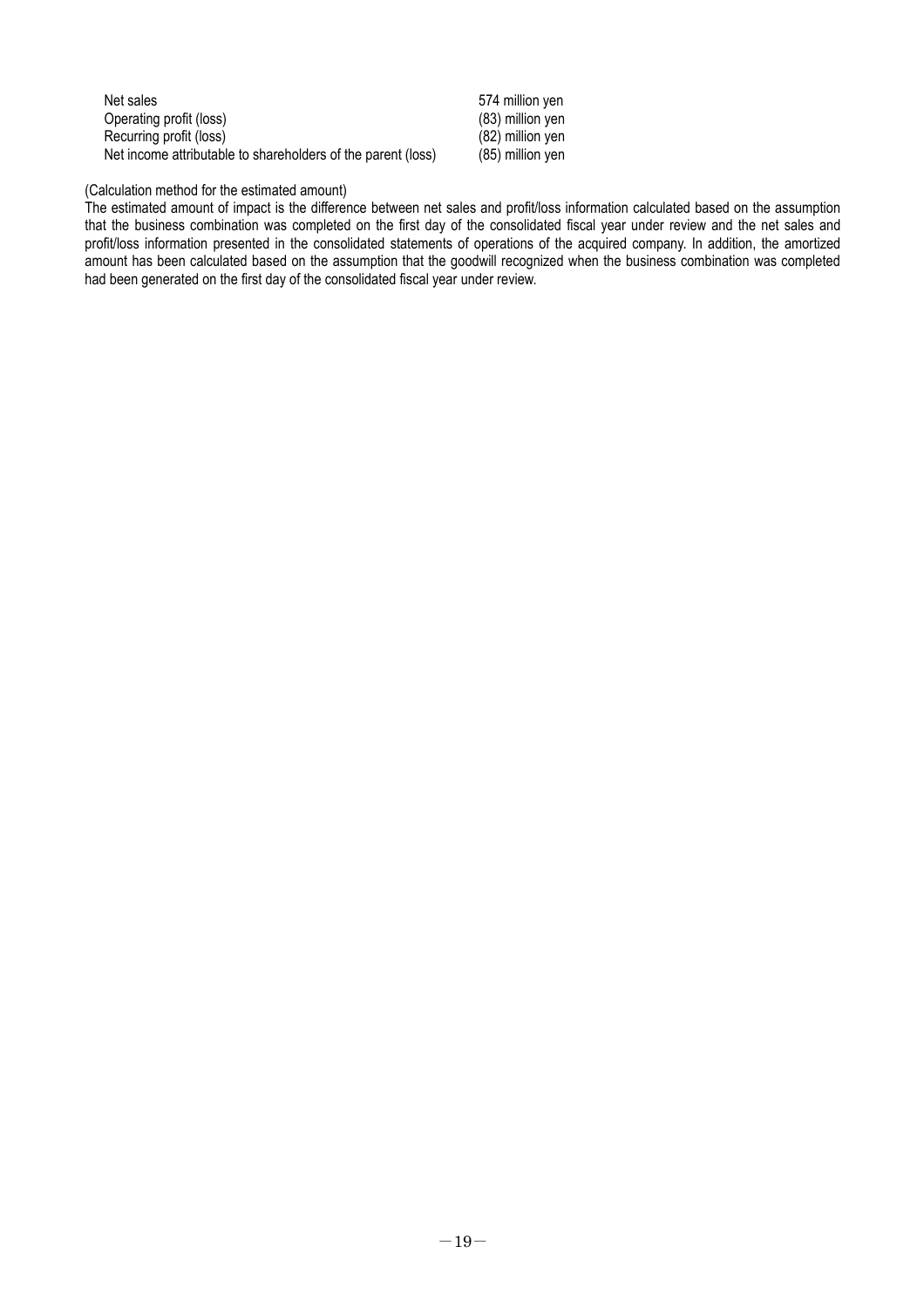| | |
|---|---|
| Net sales | 574 million yen |
| Operating profit (loss) | (83) million yen |
| Recurring profit (loss) | (82) million yen |
| Net income attributable to shareholders of the parent (loss) | (85) million yen |

(Calculation method for the estimated amount)

The estimated amount of impact is the difference between net sales and profit/loss information calculated based on the assumption that the business combination was completed on the first day of the consolidated fiscal year under review and the net sales and profit/loss information presented in the consolidated statements of operations of the acquired company. In addition, the amortized amount has been calculated based on the assumption that the goodwill recognized when the business combination was completed had been generated on the first day of the consolidated fiscal year under review.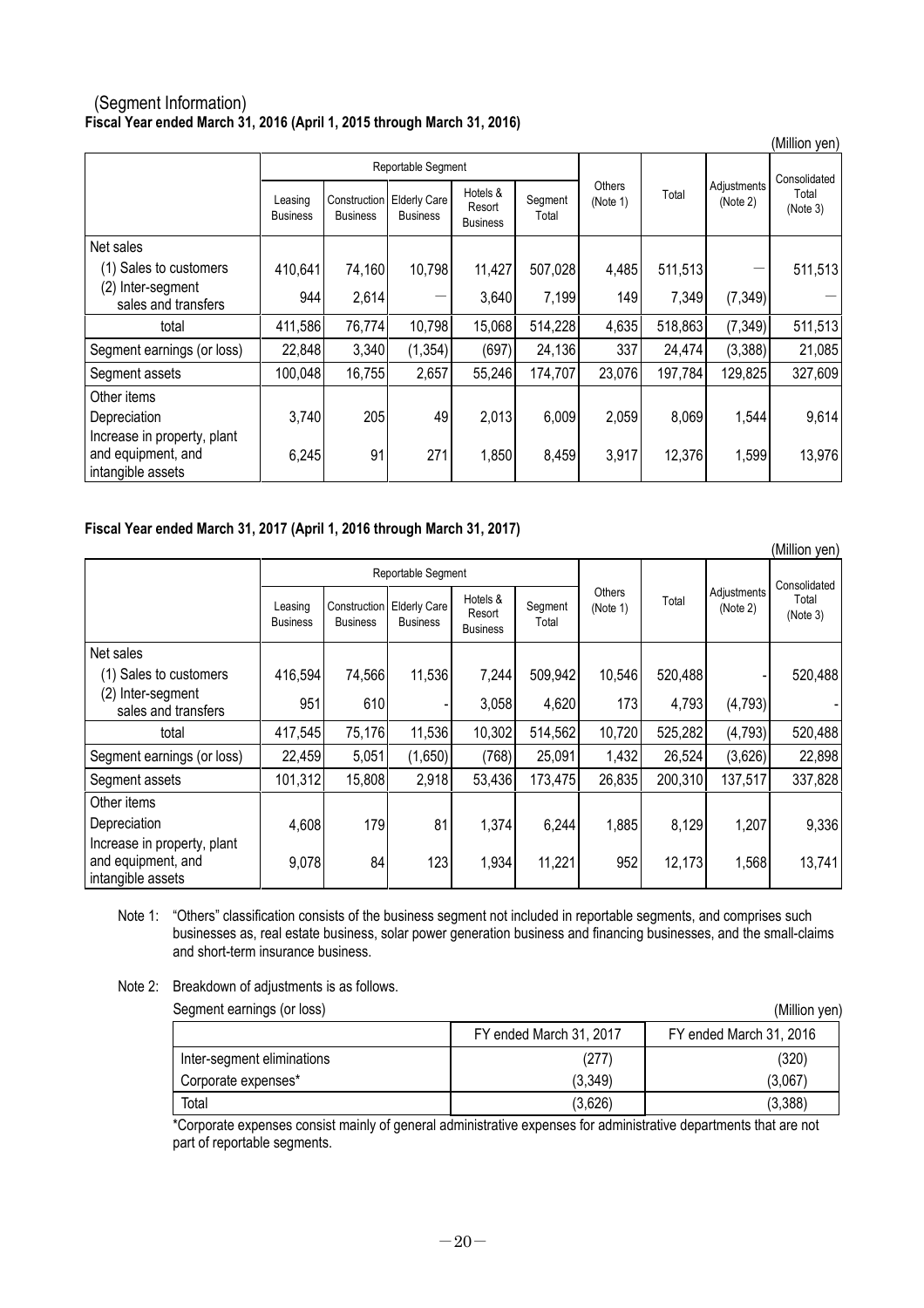(Segment Information)

**Fiscal Year ended March 31, 2016 (April 1, 2015 through March 31, 2016)**

(Million yen)

| | Reportable Segment | | | | | Others (Note 1) | Total | Adjustments (Note 2) | Consolidated Total (Note 3) |
|---|---|---|---|---|---|---|---|---|---|
| | Leasing Business | Construction Business | Elderly Care Business | Hotels & Resort Business | Segment Total | | | | |
| Net sales | | | | | | | | | |
| (1) Sales to customers | 410,641 | 74,160 | 10,798 | 11,427 | 507,028 | 4,485 | 511,513 | — | 511,513 |
| (2) Inter-segment sales and transfers | 944 | 2,614 | — | 3,640 | 7,199 | 149 | 7,349 | (7,349) | — |
| total | 411,586 | 76,774 | 10,798 | 15,068 | 514,228 | 4,635 | 518,863 | (7,349) | 511,513 |
| Segment earnings (or loss) | 22,848 | 3,340 | (1,354) | (697) | 24,136 | 337 | 24,474 | (3,388) | 21,085 |
| Segment assets | 100,048 | 16,755 | 2,657 | 55,246 | 174,707 | 23,076 | 197,784 | 129,825 | 327,609 |
| Other items | | | | | | | | | |
| Depreciation | 3,740 | 205 | 49 | 2,013 | 6,009 | 2,059 | 8,069 | 1,544 | 9,614 |
| Increase in property, plant and equipment, and intangible assets | 6,245 | 91 | 271 | 1,850 | 8,459 | 3,917 | 12,376 | 1,599 | 13,976 |

**Fiscal Year ended March 31, 2017 (April 1, 2016 through March 31, 2017)**

(Million yen)

| | Reportable Segment | | | | | Others (Note 1) | Total | Adjustments (Note 2) | Consolidated Total (Note 3) |
|---|---|---|---|---|---|---|---|---|---|
| | Leasing Business | Construction Business | Elderly Care Business | Hotels & Resort Business | Segment Total | | | | |
| Net sales | | | | | | | | | |
| (1) Sales to customers | 416,594 | 74,566 | 11,536 | 7,244 | 509,942 | 10,546 | 520,488 | - | 520,488 |
| (2) Inter-segment sales and transfers | 951 | 610 | - | 3,058 | 4,620 | 173 | 4,793 | (4,793) | - |
| total | 417,545 | 75,176 | 11,536 | 10,302 | 514,562 | 10,720 | 525,282 | (4,793) | 520,488 |
| Segment earnings (or loss) | 22,459 | 5,051 | (1,650) | (768) | 25,091 | 1,432 | 26,524 | (3,626) | 22,898 |
| Segment assets | 101,312 | 15,808 | 2,918 | 53,436 | 173,475 | 26,835 | 200,310 | 137,517 | 337,828 |
| Other items | | | | | | | | | |
| Depreciation | 4,608 | 179 | 81 | 1,374 | 6,244 | 1,885 | 8,129 | 1,207 | 9,336 |
| Increase in property, plant and equipment, and intangible assets | 9,078 | 84 | 123 | 1,934 | 11,221 | 952 | 12,173 | 1,568 | 13,741 |

Note 1: "Others" classification consists of the business segment not included in reportable segments, and comprises such businesses as, real estate business, solar power generation business and financing businesses, and the small-claims and short-term insurance business.

Note 2: Breakdown of adjustments is as follows.

Segment earnings (or loss) (Million yen)

| | FY ended March 31, 2017 | FY ended March 31, 2016 |
|---|---|---|
| Inter-segment eliminations | (277) | (320) |
| Corporate expenses* | (3,349) | (3,067) |
| Total | (3,626) | (3,388) |

*Corporate expenses consist mainly of general administrative expenses for administrative departments that are not part of reportable segments.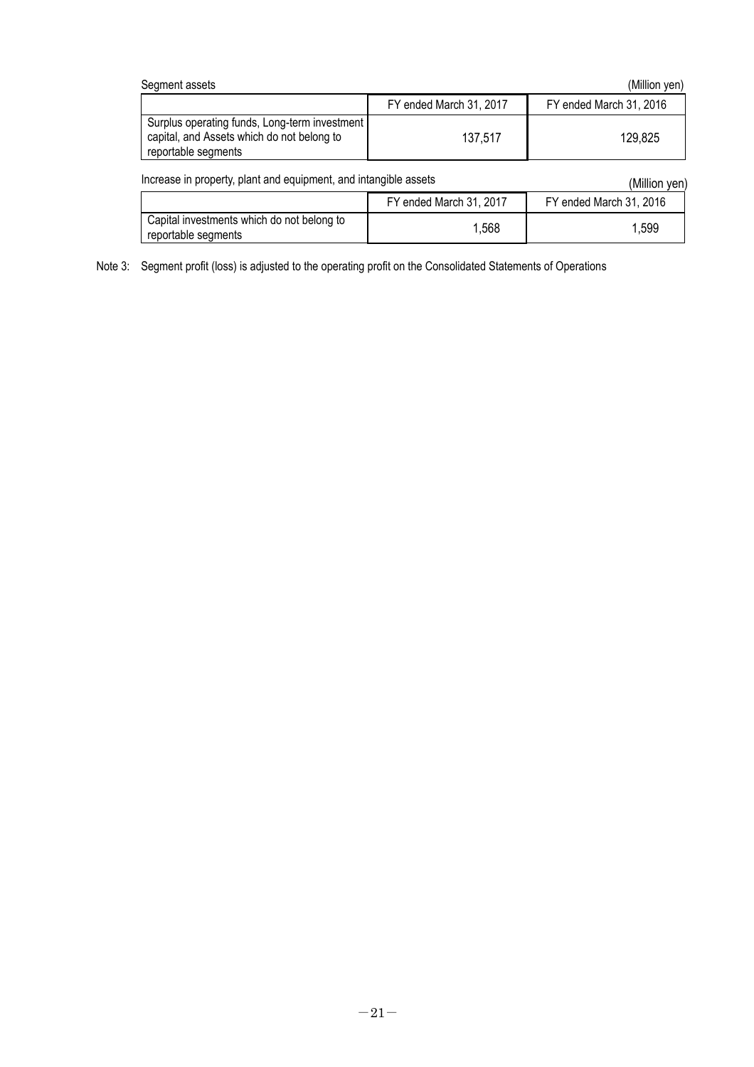Segment assets

(Million yen)

| | FY ended March 31, 2017 | FY ended March 31, 2016 |
|---|---|---|
| Surplus operating funds, Long-term investment capital, and Assets which do not belong to reportable segments | 137,517 | 129,825 |

Increase in property, plant and equipment, and intangible assets

(Million yen)

| | FY ended March 31, 2017 | FY ended March 31, 2016 |
|---|---|---|
| Capital investments which do not belong to reportable segments | 1,568 | 1,599 |

Note 3: Segment profit (loss) is adjusted to the operating profit on the Consolidated Statements of Operations